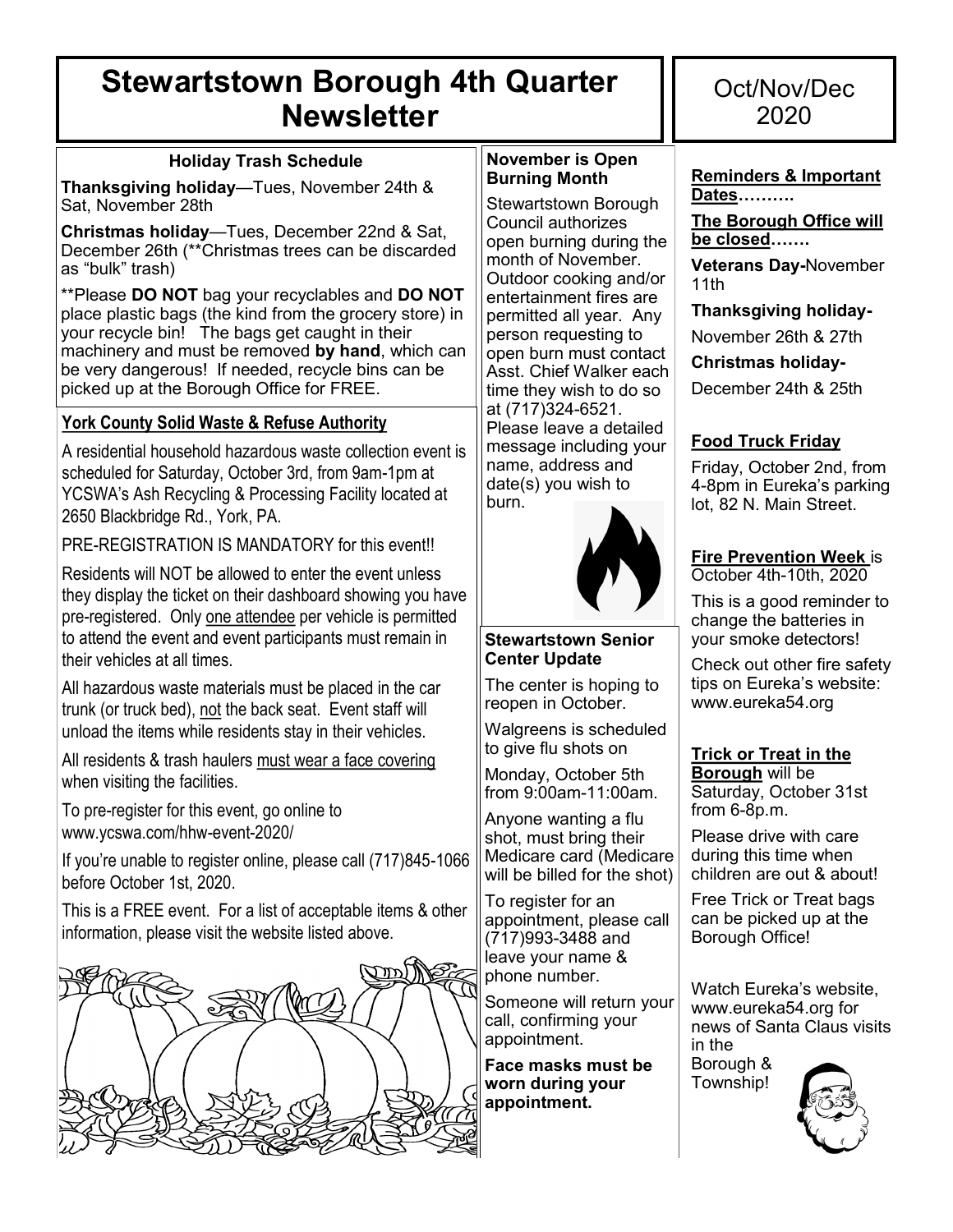# Stewartstown Borough 4th Quarter Newsletter

Oct/Nov/Dec 2020

### Holiday Trash Schedule

**Thanksgiving holiday**—Tues, November 24th & Sat, November 28th

**Christmas holiday**—Tues, December 22nd & Sat, December 26th (**Christmas trees can be discarded as "bulk" trash)

**Please **DO NOT** bag your recyclables and **DO NOT** place plastic bags (the kind from the grocery store) in your recycle bin! The bags get caught in their machinery and must be removed **by hand**, which can be very dangerous! If needed, recycle bins can be picked up at the Borough Office for FREE.

### York County Solid Waste & Refuse Authority

A residential household hazardous waste collection event is scheduled for Saturday, October 3rd, from 9am-1pm at YCSWA's Ash Recycling & Processing Facility located at 2650 Blackbridge Rd., York, PA.

PRE-REGISTRATION IS MANDATORY for this event!!

Residents will NOT be allowed to enter the event unless they display the ticket on their dashboard showing you have pre-registered. Only one attendee per vehicle is permitted to attend the event and event participants must remain in their vehicles at all times.

All hazardous waste materials must be placed in the car trunk (or truck bed), not the back seat. Event staff will unload the items while residents stay in their vehicles.

All residents & trash haulers must wear a face covering when visiting the facilities.

To pre-register for this event, go online to www.ycswa.com/hhw-event-2020/

If you're unable to register online, please call (717)845-1066 before October 1st, 2020.

This is a FREE event. For a list of acceptable items & other information, please visit the website listed above.

### November is Open Burning Month

Stewartstown Borough Council authorizes open burning during the month of November. Outdoor cooking and/or entertainment fires are permitted all year. Any person requesting to open burn must contact Asst. Chief Walker each time they wish to do so at (717)324-6521. Please leave a detailed message including your name, address and date(s) you wish to burn.

### Stewartstown Senior Center Update

The center is hoping to reopen in October.

Walgreens is scheduled to give flu shots on Monday, October 5th from 9:00am-11:00am.

Anyone wanting a flu shot, must bring their Medicare card (Medicare will be billed for the shot)

To register for an appointment, please call (717)993-3488 and leave your name & phone number.

Someone will return your call, confirming your appointment.

**Face masks must be worn during your appointment.**

### Reminders & Important Dates……….

**The Borough Office will be closed…….**

**Veterans Day-**November 11th

**Thanksgiving holiday-**

November 26th & 27th

**Christmas holiday-**

December 24th & 25th

### Food Truck Friday

Friday, October 2nd, from 4-8pm in Eureka's parking lot, 82 N. Main Street.

### Fire Prevention Week is October 4th-10th, 2020

This is a good reminder to change the batteries in your smoke detectors!

Check out other fire safety tips on Eureka's website: www.eureka54.org

### Trick or Treat in the Borough will be Saturday, October 31st from 6-8p.m.

Please drive with care during this time when children are out & about!

Free Trick or Treat bags can be picked up at the Borough Office!

Watch Eureka's website, www.eureka54.org for news of Santa Claus visits in the Borough & Township!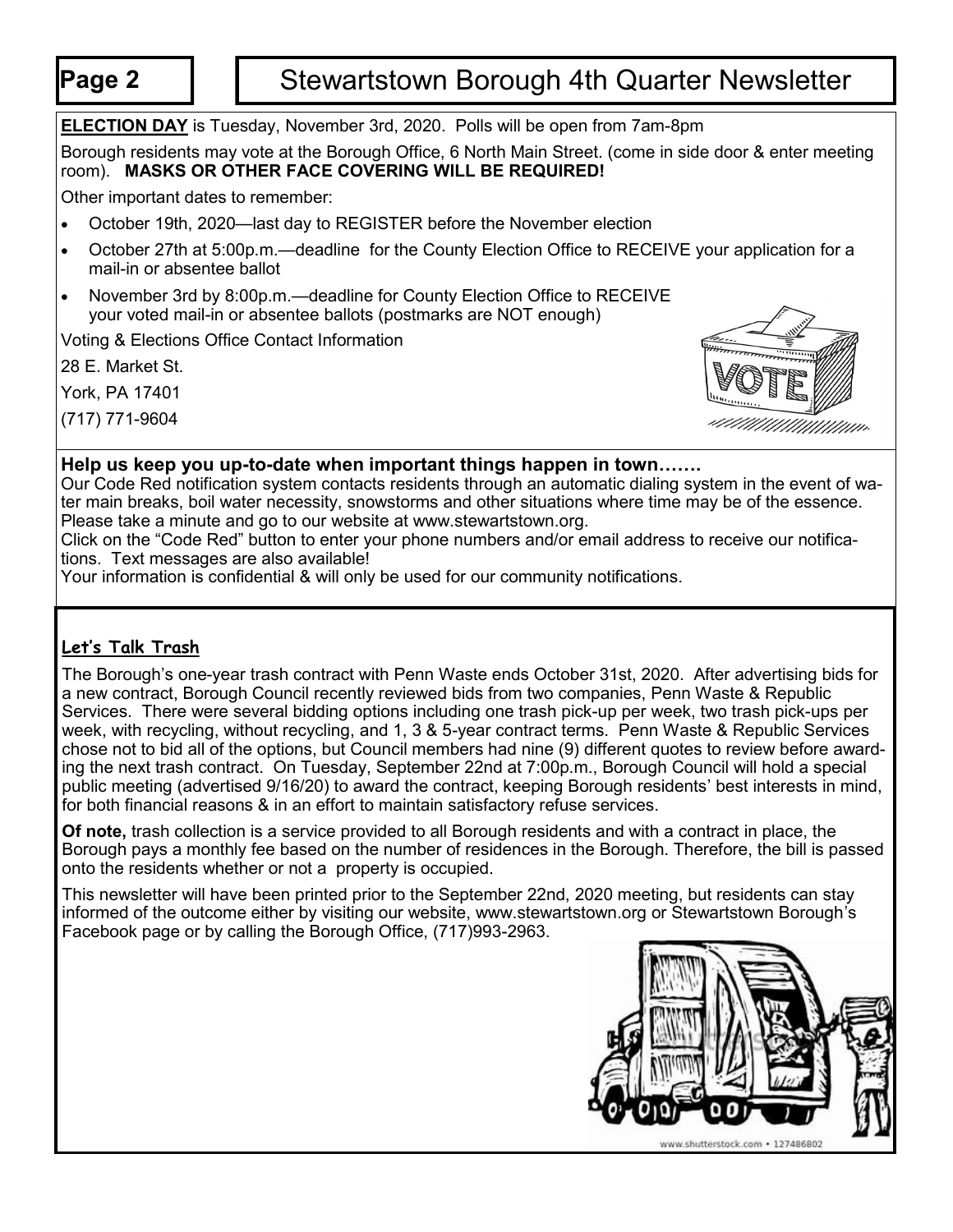**ELECTION DAY** is Tuesday, November 3rd, 2020. Polls will be open from 7am-8pm

Borough residents may vote at the Borough Office, 6 North Main Street. (come in side door & enter meeting room). **MASKS OR OTHER FACE COVERING WILL BE REQUIRED!**

Other important dates to remember:

- October 19th, 2020—last day to REGISTER before the November election
- October 27th at 5:00p.m.—deadline for the County Election Office to RECEIVE your application for a mail-in or absentee ballot
- November 3rd by 8:00p.m.—deadline for County Election Office to RECEIVE your voted mail-in or absentee ballots (postmarks are NOT enough)

Voting & Elections Office Contact Information

28 E. Market St.

York, PA 17401

(717) 771-9604

**Help us keep you up-to-date when important things happen in town…….**

Our Code Red notification system contacts residents through an automatic dialing system in the event of water main breaks, boil water necessity, snowstorms and other situations where time may be of the essence. Please take a minute and go to our website at www.stewartstown.org.

Click on the "Code Red" button to enter your phone numbers and/or email address to receive our notifications. Text messages are also available!

Your information is confidential & will only be used for our community notifications.

## Let's Talk Trash

The Borough's one-year trash contract with Penn Waste ends October 31st, 2020. After advertising bids for a new contract, Borough Council recently reviewed bids from two companies, Penn Waste & Republic Services. There were several bidding options including one trash pick-up per week, two trash pick-ups per week, with recycling, without recycling, and 1, 3 & 5-year contract terms. Penn Waste & Republic Services chose not to bid all of the options, but Council members had nine (9) different quotes to review before awarding the next trash contract. On Tuesday, September 22nd at 7:00p.m., Borough Council will hold a special public meeting (advertised 9/16/20) to award the contract, keeping Borough residents' best interests in mind, for both financial reasons & in an effort to maintain satisfactory refuse services.

**Of note,** trash collection is a service provided to all Borough residents and with a contract in place, the Borough pays a monthly fee based on the number of residences in the Borough. Therefore, the bill is passed onto the residents whether or not a property is occupied.

This newsletter will have been printed prior to the September 22nd, 2020 meeting, but residents can stay informed of the outcome either by visiting our website, www.stewartstown.org or Stewartstown Borough's Facebook page or by calling the Borough Office, (717)993-2963.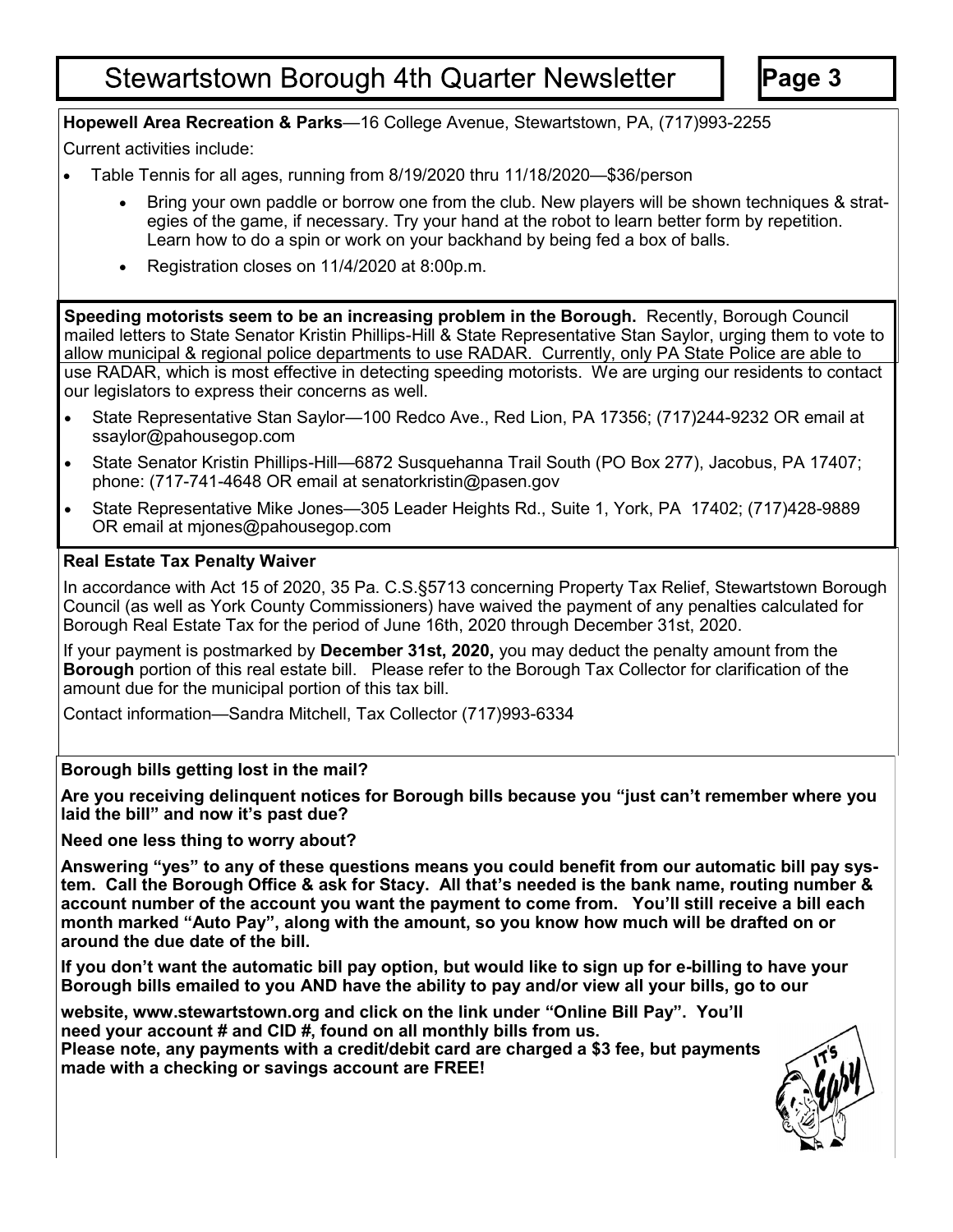**Hopewell Area Recreation & Parks**—16 College Avenue, Stewartstown, PA, (717)993-2255

Current activities include:

- Table Tennis for all ages, running from 8/19/2020 thru 11/18/2020—$36/person
    - Bring your own paddle or borrow one from the club. New players will be shown techniques & strategies of the game, if necessary. Try your hand at the robot to learn better form by repetition. Learn how to do a spin or work on your backhand by being fed a box of balls.
    - Registration closes on 11/4/2020 at 8:00p.m.

**Speeding motorists seem to be an increasing problem in the Borough.** Recently, Borough Council mailed letters to State Senator Kristin Phillips-Hill & State Representative Stan Saylor, urging them to vote to allow municipal & regional police departments to use RADAR. Currently, only PA State Police are able to use RADAR, which is most effective in detecting speeding motorists. We are urging our residents to contact our legislators to express their concerns as well.

- State Representative Stan Saylor—100 Redco Ave., Red Lion, PA 17356; (717)244-9232 OR email at ssaylor@pahousegop.com
- State Senator Kristin Phillips-Hill—6872 Susquehanna Trail South (PO Box 277), Jacobus, PA 17407; phone: (717-741-4648 OR email at senatorkristin@pasen.gov
- State Representative Mike Jones—305 Leader Heights Rd., Suite 1, York, PA 17402; (717)428-9889 OR email at mjones@pahousegop.com

**Real Estate Tax Penalty Waiver**

In accordance with Act 15 of 2020, 35 Pa. C.S.§5713 concerning Property Tax Relief, Stewartstown Borough Council (as well as York County Commissioners) have waived the payment of any penalties calculated for Borough Real Estate Tax for the period of June 16th, 2020 through December 31st, 2020.

If your payment is postmarked by **December 31st, 2020,** you may deduct the penalty amount from the **Borough** portion of this real estate bill. Please refer to the Borough Tax Collector for clarification of the amount due for the municipal portion of this tax bill.

Contact information—Sandra Mitchell, Tax Collector (717)993-6334

**Borough bills getting lost in the mail?**

**Are you receiving delinquent notices for Borough bills because you "just can't remember where you laid the bill" and now it's past due?**

**Need one less thing to worry about?**

**Answering "yes" to any of these questions means you could benefit from our automatic bill pay system. Call the Borough Office & ask for Stacy. All that's needed is the bank name, routing number & account number of the account you want the payment to come from. You'll still receive a bill each month marked "Auto Pay", along with the amount, so you know how much will be drafted on or around the due date of the bill.**

**If you don't want the automatic bill pay option, but would like to sign up for e-billing to have your Borough bills emailed to you AND have the ability to pay and/or view all your bills, go to our website, www.stewartstown.org and click on the link under "Online Bill Pay". You'll need your account # and CID #, found on all monthly bills from us.**

**Please note, any payments with a credit/debit card are charged a $3 fee, but payments made with a checking or savings account are FREE!**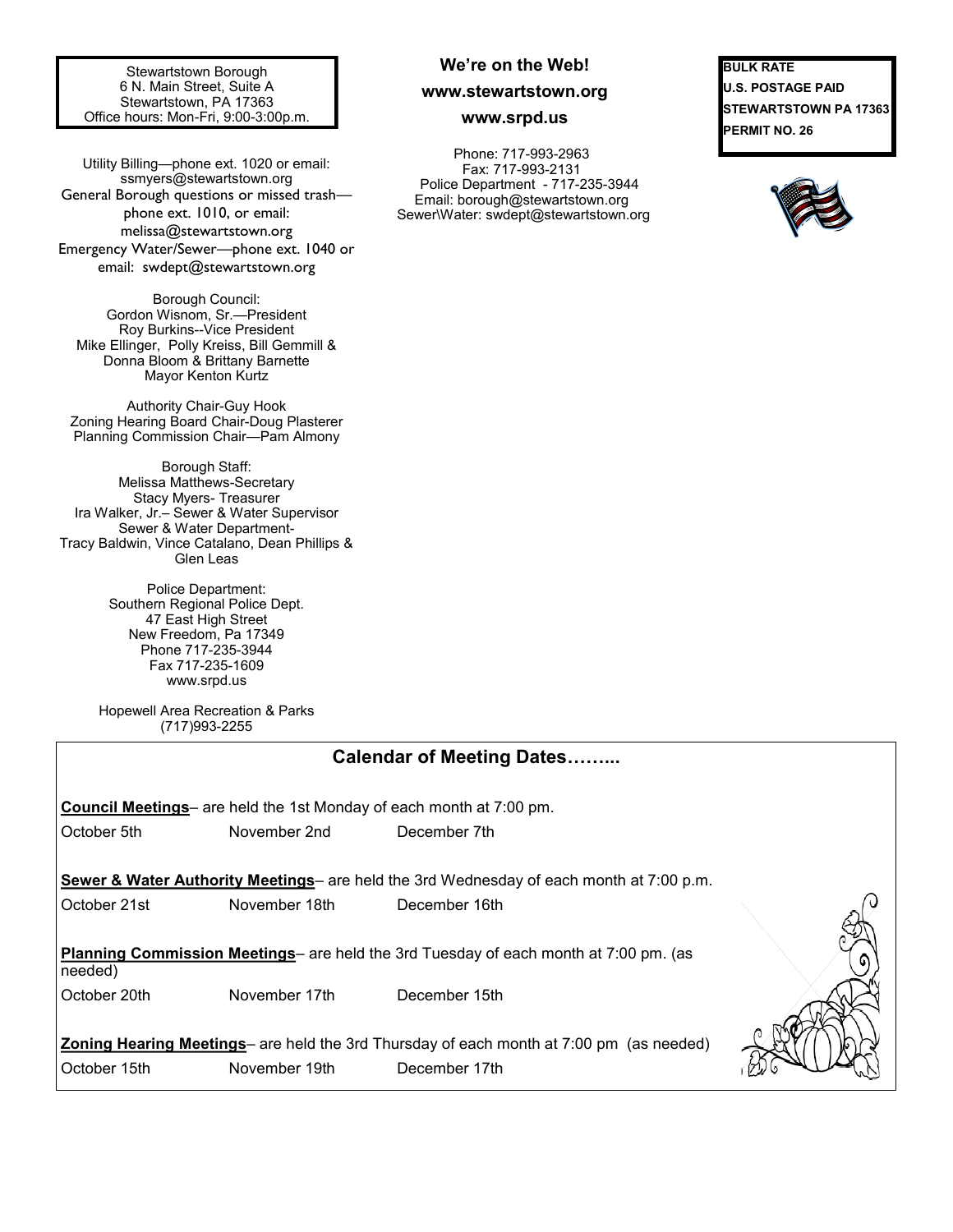Stewartstown Borough
6 N. Main Street, Suite A
Stewartstown, PA 17363
Office hours: Mon-Fri, 9:00-3:00p.m.

## We're on the Web!

## www.stewartstown.org

## www.srpd.us

Phone: 717-993-2963
Fax: 717-993-2131
Police Department - 717-235-3944
Email: borough@stewartstown.org
Sewer\Water: swdept@stewartstown.org

**BULK RATE**
**U.S. POSTAGE PAID**
**STEWARTSTOWN PA 17363**
**PERMIT NO. 26**

Utility Billing—phone ext. 1020 or email: ssmyers@stewartstown.org
General Borough questions or missed trash—phone ext. 1010, or email: melissa@stewartstown.org
Emergency Water/Sewer—phone ext. 1040 or email: swdept@stewartstown.org

Borough Council:
Gordon Wisnom, Sr.—President
Roy Burkins--Vice President
Mike Ellinger, Polly Kreiss, Bill Gemmill &
Donna Bloom & Brittany Barnette
Mayor Kenton Kurtz

Authority Chair-Guy Hook
Zoning Hearing Board Chair-Doug Plasterer
Planning Commission Chair—Pam Almony

Borough Staff:
Melissa Matthews-Secretary
Stacy Myers- Treasurer
Ira Walker, Jr.– Sewer & Water Supervisor
Sewer & Water Department-
Tracy Baldwin, Vince Catalano, Dean Phillips & Glen Leas

Police Department:
Southern Regional Police Dept.
47 East High Street
New Freedom, Pa 17349
Phone 717-235-3944
Fax 717-235-1609
www.srpd.us

Hopewell Area Recreation & Parks
(717)993-2255

## Calendar of Meeting Dates……...

**Council Meetings**– are held the 1st Monday of each month at 7:00 pm.

| | | |
|---|---|---|
| October 5th | November 2nd | December 7th |

**Sewer & Water Authority Meetings**– are held the 3rd Wednesday of each month at 7:00 p.m.

| | | |
|---|---|---|
| October 21st | November 18th | December 16th |

**Planning Commission Meetings**– are held the 3rd Tuesday of each month at 7:00 pm. (as needed)

| | | |
|---|---|---|
| October 20th | November 17th | December 15th |

**Zoning Hearing Meetings**– are held the 3rd Thursday of each month at 7:00 pm (as needed)

| | | |
|---|---|---|
| October 15th | November 19th | December 17th |